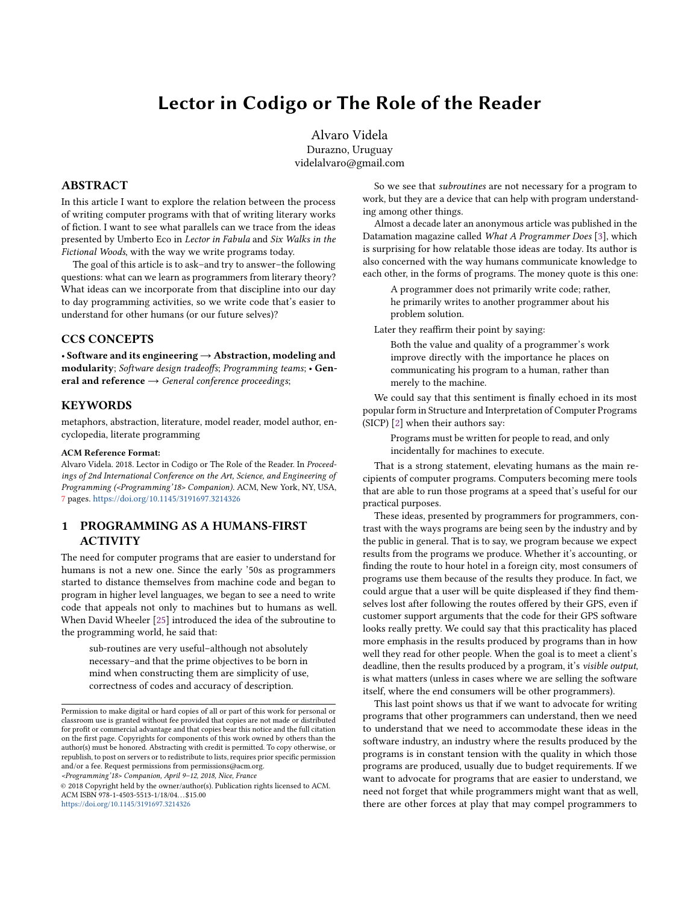# Lector in Codigo or The Role of the Reader

Alvaro Videla
Durazno, Uruguay
videlalvaro@gmail.com

## ABSTRACT

In this article I want to explore the relation between the process of writing computer programs with that of writing literary works of fiction. I want to see what parallels can we trace from the ideas presented by Umberto Eco in *Lector in Fabula* and *Six Walks in the Fictional Woods*, with the way we write programs today.

The goal of this article is to ask–and try to answer–the following questions: what can we learn as programmers from literary theory? What ideas can we incorporate from that discipline into our day to day programming activities, so we write code that's easier to understand for other humans (or our future selves)?

## CCS CONCEPTS

• **Software and its engineering → Abstraction, modeling and modularity**; *Software design tradeoffs*; *Programming teams*; • **General and reference** → *General conference proceedings*;

## KEYWORDS

metaphors, abstraction, literature, model reader, model author, encyclopedia, literate programming

**ACM Reference Format:**
Alvaro Videla. 2018. Lector in Codigo or The Role of the Reader. In *Proceedings of 2nd International Conference on the Art, Science, and Engineering of Programming (<Programming'18> Companion)*. ACM, New York, NY, USA, 7 pages. https://doi.org/10.1145/3191697.3214326

## 1 PROGRAMMING AS A HUMANS-FIRST ACTIVITY

The need for computer programs that are easier to understand for humans is not a new one. Since the early '50s as programmers started to distance themselves from machine code and began to program in higher level languages, we began to see a need to write code that appeals not only to machines but to humans as well. When David Wheeler [25] introduced the idea of the subroutine to the programming world, he said that:

> sub-routines are very useful–although not absolutely necessary–and that the prime objectives to be born in mind when constructing them are simplicity of use, correctness of codes and accuracy of description.

So we see that *subroutines* are not necessary for a program to work, but they are a device that can help with program understanding among other things.

Almost a decade later an anonymous article was published in the Datamation magazine called *What A Programmer Does* [3], which is surprising for how relatable those ideas are today. Its author is also concerned with the way humans communicate knowledge to each other, in the forms of programs. The money quote is this one:

> A programmer does not primarily write code; rather, he primarily writes to another programmer about his problem solution.

Later they reaffirm their point by saying:

> Both the value and quality of a programmer's work improve directly with the importance he places on communicating his program to a human, rather than merely to the machine.

We could say that this sentiment is finally echoed in its most popular form in Structure and Interpretation of Computer Programs (SICP) [2] when their authors say:

> Programs must be written for people to read, and only incidentally for machines to execute.

That is a strong statement, elevating humans as the main recipients of computer programs. Computers becoming mere tools that are able to run those programs at a speed that's useful for our practical purposes.

These ideas, presented by programmers for programmers, contrast with the ways programs are being seen by the industry and by the public in general. That is to say, we program because we expect results from the programs we produce. Whether it's accounting, or finding the route to hour hotel in a foreign city, most consumers of programs use them because of the results they produce. In fact, we could argue that a user will be quite displeased if they find themselves lost after following the routes offered by their GPS, even if customer support arguments that the code for their GPS software looks really pretty. We could say that this practicality has placed more emphasis in the results produced by programs than in how well they read for other people. When the goal is to meet a client's deadline, then the results produced by a program, it's *visible output*, is what matters (unless in cases where we are selling the software itself, where the end consumers will be other programmers).

This last point shows us that if we want to advocate for writing programs that other programmers can understand, then we need to understand that we need to accommodate these ideas in the software industry, an industry where the results produced by the programs is in constant tension with the quality in which those programs are produced, usually due to budget requirements. If we want to advocate for programs that are easier to understand, we need not forget that while programmers might want that as well, there are other forces at play that may compel programmers to

Permission to make digital or hard copies of all or part of this work for personal or classroom use is granted without fee provided that copies are not made or distributed for profit or commercial advantage and that copies bear this notice and the full citation on the first page. Copyrights for components of this work owned by others than the author(s) must be honored. Abstracting with credit is permitted. To copy otherwise, or republish, to post on servers or to redistribute to lists, requires prior specific permission and/or a fee. Request permissions from permissions@acm.org.
*<Programming'18> Companion, April 9–12, 2018, Nice, France*
© 2018 Copyright held by the owner/author(s). Publication rights licensed to ACM.
ACM ISBN 978-1-4503-5513-1/18/04...$15.00
https://doi.org/10.1145/3191697.3214326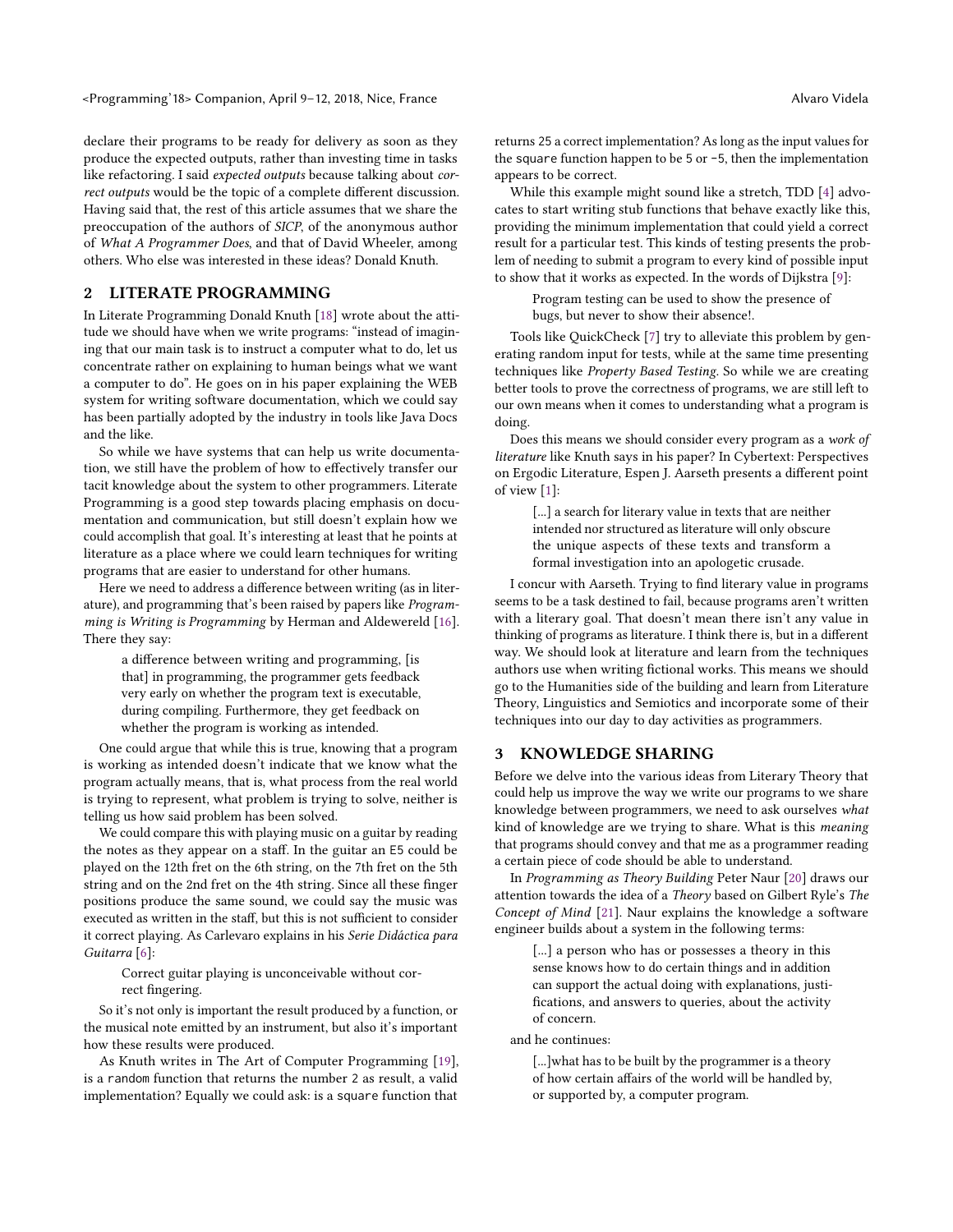declare their programs to be ready for delivery as soon as they produce the expected outputs, rather than investing time in tasks like refactoring. I said *expected outputs* because talking about *correct outputs* would be the topic of a complete different discussion. Having said that, the rest of this article assumes that we share the preoccupation of the authors of *SICP*, of the anonymous author of *What A Programmer Does*, and that of David Wheeler, among others. Who else was interested in these ideas? Donald Knuth.

## 2 LITERATE PROGRAMMING

In Literate Programming Donald Knuth [18] wrote about the attitude we should have when we write programs: "instead of imagining that our main task is to instruct a computer what to do, let us concentrate rather on explaining to human beings what we want a computer to do". He goes on in his paper explaining the WEB system for writing software documentation, which we could say has been partially adopted by the industry in tools like Java Docs and the like.

So while we have systems that can help us write documentation, we still have the problem of how to effectively transfer our tacit knowledge about the system to other programmers. Literate Programming is a good step towards placing emphasis on documentation and communication, but still doesn't explain how we could accomplish that goal. It's interesting at least that he points at literature as a place where we could learn techniques for writing programs that are easier to understand for other humans.

Here we need to address a difference between writing (as in literature), and programming that's been raised by papers like *Programming is Writing is Programming* by Herman and Aldewereld [16]. There they say:

> a difference between writing and programming, [is that] in programming, the programmer gets feedback very early on whether the program text is executable, during compiling. Furthermore, they get feedback on whether the program is working as intended.

One could argue that while this is true, knowing that a program is working as intended doesn't indicate that we know what the program actually means, that is, what process from the real world is trying to represent, what problem is trying to solve, neither is telling us how said problem has been solved.

We could compare this with playing music on a guitar by reading the notes as they appear on a staff. In the guitar an E5 could be played on the 12th fret on the 6th string, on the 7th fret on the 5th string and on the 2nd fret on the 4th string. Since all these finger positions produce the same sound, we could say the music was executed as written in the staff, but this is not sufficient to consider it correct playing. As Carlevaro explains in his *Serie Didáctica para Guitarra* [6]:

> Correct guitar playing is unconceivable without correct fingering.

So it's not only is important the result produced by a function, or the musical note emitted by an instrument, but also it's important how these results were produced.

As Knuth writes in The Art of Computer Programming [19], is a `random` function that returns the number 2 as result, a valid implementation? Equally we could ask: is a `square` function that returns 25 a correct implementation? As long as the input values for the `square` function happen to be 5 or -5, then the implementation appears to be correct.

While this example might sound like a stretch, TDD [4] advocates to start writing stub functions that behave exactly like this, providing the minimum implementation that could yield a correct result for a particular test. This kinds of testing presents the problem of needing to submit a program to every kind of possible input to show that it works as expected. In the words of Dijkstra [9]:

> Program testing can be used to show the presence of bugs, but never to show their absence!.

Tools like QuickCheck [7] try to alleviate this problem by generating random input for tests, while at the same time presenting techniques like *Property Based Testing*. So while we are creating better tools to prove the correctness of programs, we are still left to our own means when it comes to understanding what a program is doing.

Does this means we should consider every program as a *work of literature* like Knuth says in his paper? In Cybertext: Perspectives on Ergodic Literature, Espen J. Aarseth presents a different point of view [1]:

> [...] a search for literary value in texts that are neither intended nor structured as literature will only obscure the unique aspects of these texts and transform a formal investigation into an apologetic crusade.

I concur with Aarseth. Trying to find literary value in programs seems to be a task destined to fail, because programs aren't written with a literary goal. That doesn't mean there isn't any value in thinking of programs as literature. I think there is, but in a different way. We should look at literature and learn from the techniques authors use when writing fictional works. This means we should go to the Humanities side of the building and learn from Literature Theory, Linguistics and Semiotics and incorporate some of their techniques into our day to day activities as programmers.

## 3 KNOWLEDGE SHARING

Before we delve into the various ideas from Literary Theory that could help us improve the way we write our programs to we share knowledge between programmers, we need to ask ourselves *what* kind of knowledge are we trying to share. What is this *meaning* that programs should convey and that me as a programmer reading a certain piece of code should be able to understand.

In *Programming as Theory Building* Peter Naur [20] draws our attention towards the idea of a *Theory* based on Gilbert Ryle's *The Concept of Mind* [21]. Naur explains the knowledge a software engineer builds about a system in the following terms:

> [...] a person who has or possesses a theory in this sense knows how to do certain things and in addition can support the actual doing with explanations, justifications, and answers to queries, about the activity of concern.

and he continues:

> [...]what has to be built by the programmer is a theory of how certain affairs of the world will be handled by, or supported by, a computer program.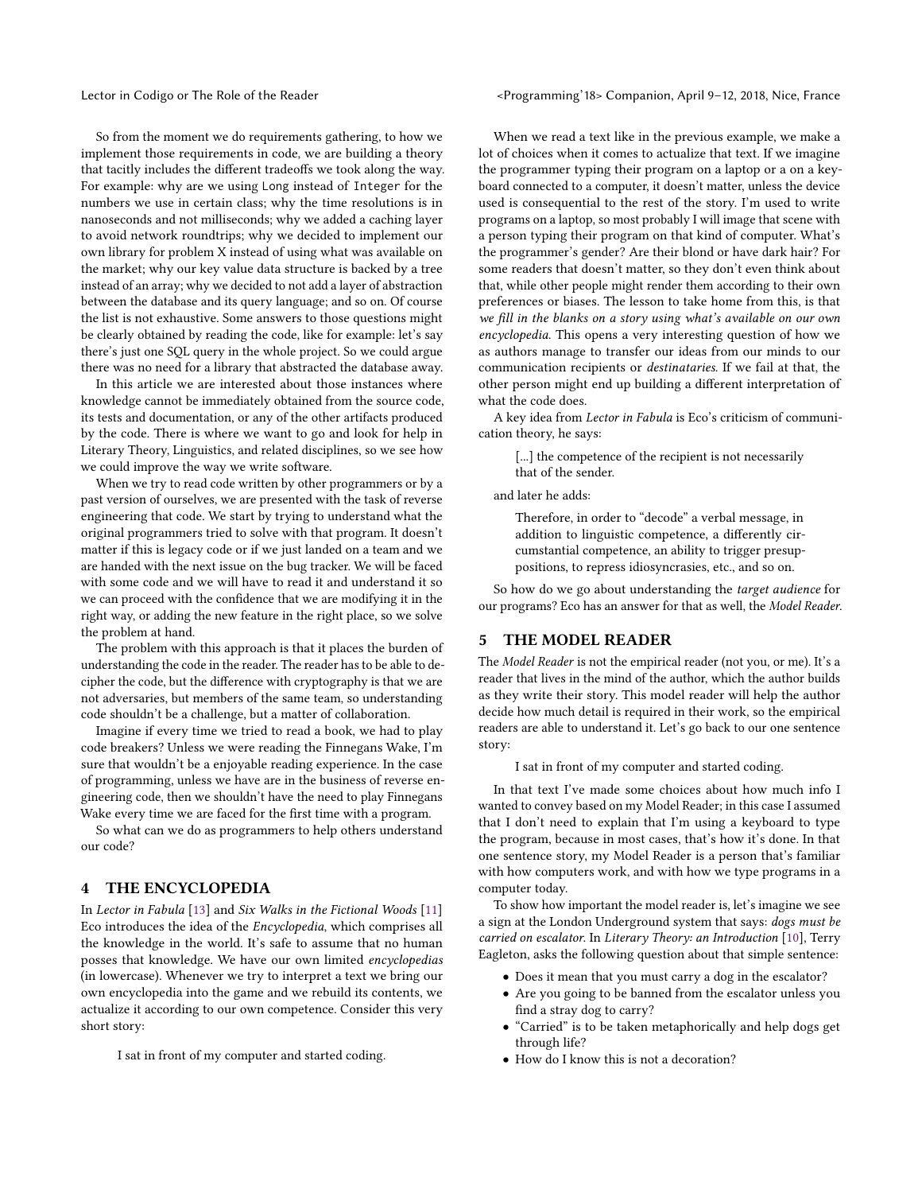So from the moment we do requirements gathering, to how we implement those requirements in code, we are building a theory that tacitly includes the different tradeoffs we took along the way. For example: why are we using `Long` instead of `Integer` for the numbers we use in certain class; why the time resolutions is in nanoseconds and not milliseconds; why we added a caching layer to avoid network roundtrips; why we decided to implement our own library for problem X instead of using what was available on the market; why our key value data structure is backed by a tree instead of an array; why we decided to not add a layer of abstraction between the database and its query language; and so on. Of course the list is not exhaustive. Some answers to those questions might be clearly obtained by reading the code, like for example: let's say there's just one SQL query in the whole project. So we could argue there was no need for a library that abstracted the database away.

In this article we are interested about those instances where knowledge cannot be immediately obtained from the source code, its tests and documentation, or any of the other artifacts produced by the code. There is where we want to go and look for help in Literary Theory, Linguistics, and related disciplines, so we see how we could improve the way we write software.

When we try to read code written by other programmers or by a past version of ourselves, we are presented with the task of reverse engineering that code. We start by trying to understand what the original programmers tried to solve with that program. It doesn't matter if this is legacy code or if we just landed on a team and we are handed with the next issue on the bug tracker. We will be faced with some code and we will have to read it and understand it so we can proceed with the confidence that we are modifying it in the right way, or adding the new feature in the right place, so we solve the problem at hand.

The problem with this approach is that it places the burden of understanding the code in the reader. The reader has to be able to decipher the code, but the difference with cryptography is that we are not adversaries, but members of the same team, so understanding code shouldn't be a challenge, but a matter of collaboration.

Imagine if every time we tried to read a book, we had to play code breakers? Unless we were reading the Finnegans Wake, I'm sure that wouldn't be a enjoyable reading experience. In the case of programming, unless we have are in the business of reverse engineering code, then we shouldn't have the need to play Finnegans Wake every time we are faced for the first time with a program.

So what can we do as programmers to help others understand our code?

## 4 THE ENCYCLOPEDIA

In *Lector in Fabula* [13] and *Six Walks in the Fictional Woods* [11] Eco introduces the idea of the *Encyclopedia*, which comprises all the knowledge in the world. It's safe to assume that no human posses that knowledge. We have our own limited *encyclopedias* (in lowercase). Whenever we try to interpret a text we bring our own encyclopedia into the game and we rebuild its contents, we actualize it according to our own competence. Consider this very short story:

> I sat in front of my computer and started coding.

When we read a text like in the previous example, we make a lot of choices when it comes to actualize that text. If we imagine the programmer typing their program on a laptop or a on a keyboard connected to a computer, it doesn't matter, unless the device used is consequential to the rest of the story. I'm used to write programs on a laptop, so most probably I will image that scene with a person typing their program on that kind of computer. What's the programmer's gender? Are their blond or have dark hair? For some readers that doesn't matter, so they don't even think about that, while other people might render them according to their own preferences or biases. The lesson to take home from this, is that *we fill in the blanks on a story using what's available on our own encyclopedia*. This opens a very interesting question of how we as authors manage to transfer our ideas from our minds to our communication recipients or *destinataries*. If we fail at that, the other person might end up building a different interpretation of what the code does.

A key idea from *Lector in Fabula* is Eco's criticism of communication theory, he says:

> [...] the competence of the recipient is not necessarily that of the sender.

and later he adds:

> Therefore, in order to "decode" a verbal message, in addition to linguistic competence, a differently circumstantial competence, an ability to trigger presuppositions, to repress idiosyncrasies, etc., and so on.

So how do we go about understanding the *target audience* for our programs? Eco has an answer for that as well, the *Model Reader*.

## 5 THE MODEL READER

The *Model Reader* is not the empirical reader (not you, or me). It's a reader that lives in the mind of the author, which the author builds as they write their story. This model reader will help the author decide how much detail is required in their work, so the empirical readers are able to understand it. Let's go back to our one sentence story:

> I sat in front of my computer and started coding.

In that text I've made some choices about how much info I wanted to convey based on my Model Reader; in this case I assumed that I don't need to explain that I'm using a keyboard to type the program, because in most cases, that's how it's done. In that one sentence story, my Model Reader is a person that's familiar with how computers work, and with how we type programs in a computer today.

To show how important the model reader is, let's imagine we see a sign at the London Underground system that says: *dogs must be carried on escalator*. In *Literary Theory: an Introduction* [10], Terry Eagleton, asks the following question about that simple sentence:

- Does it mean that you must carry a dog in the escalator?
- Are you going to be banned from the escalator unless you find a stray dog to carry?
- "Carried" is to be taken metaphorically and help dogs get through life?
- How do I know this is not a decoration?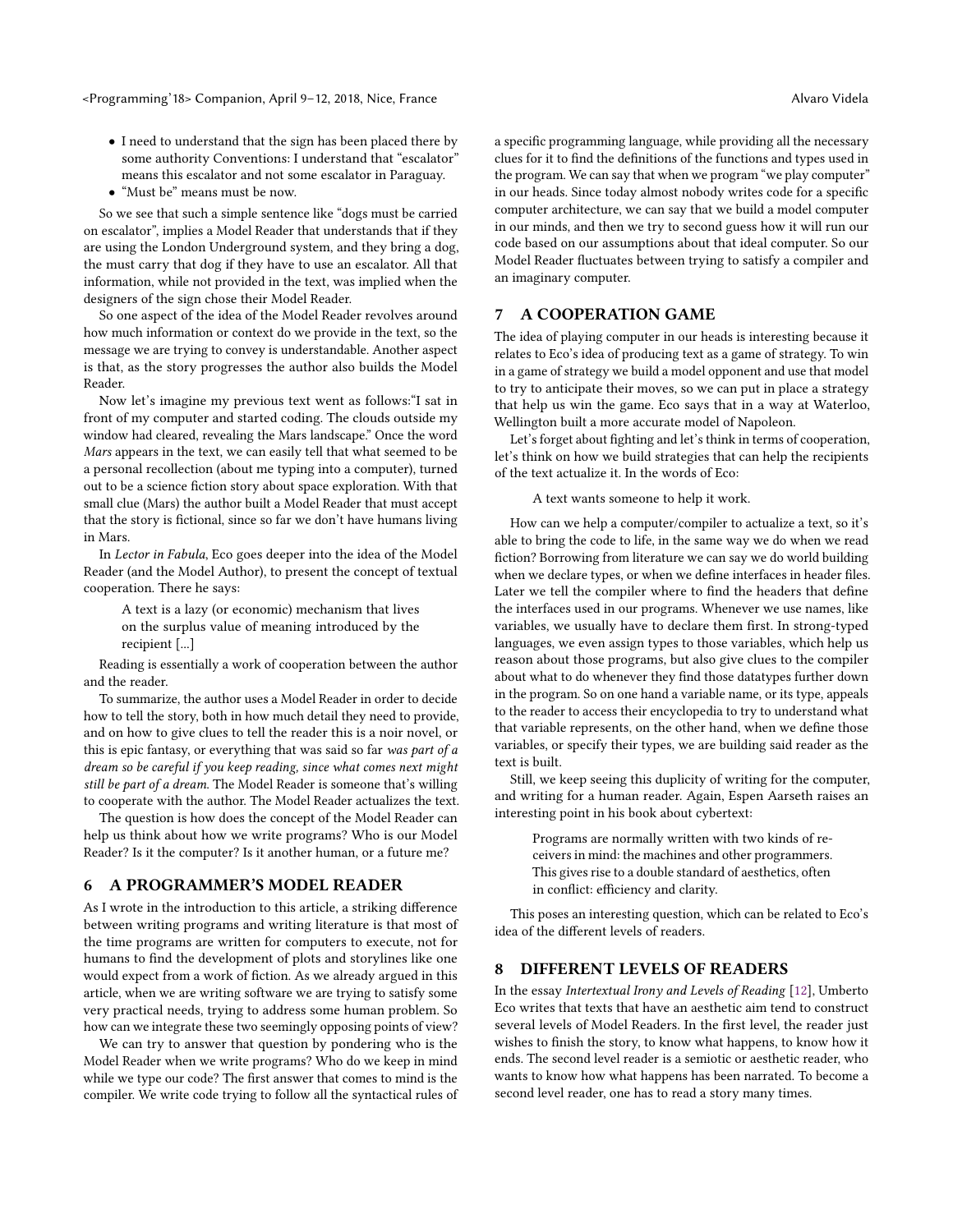- I need to understand that the sign has been placed there by some authority Conventions: I understand that "escalator" means this escalator and not some escalator in Paraguay.
- "Must be" means must be now.

So we see that such a simple sentence like "dogs must be carried on escalator", implies a Model Reader that understands that if they are using the London Underground system, and they bring a dog, the must carry that dog if they have to use an escalator. All that information, while not provided in the text, was implied when the designers of the sign chose their Model Reader.

So one aspect of the idea of the Model Reader revolves around how much information or context do we provide in the text, so the message we are trying to convey is understandable. Another aspect is that, as the story progresses the author also builds the Model Reader.

Now let's imagine my previous text went as follows:"I sat in front of my computer and started coding. The clouds outside my window had cleared, revealing the Mars landscape." Once the word *Mars* appears in the text, we can easily tell that what seemed to be a personal recollection (about me typing into a computer), turned out to be a science fiction story about space exploration. With that small clue (Mars) the author built a Model Reader that must accept that the story is fictional, since so far we don't have humans living in Mars.

In *Lector in Fabula*, Eco goes deeper into the idea of the Model Reader (and the Model Author), to present the concept of textual cooperation. There he says:

> A text is a lazy (or economic) mechanism that lives on the surplus value of meaning introduced by the recipient [...]

Reading is essentially a work of cooperation between the author and the reader.

To summarize, the author uses a Model Reader in order to decide how to tell the story, both in how much detail they need to provide, and on how to give clues to tell the reader this is a noir novel, or this is epic fantasy, or everything that was said so far *was part of a dream so be careful if you keep reading, since what comes next might still be part of a dream.* The Model Reader is someone that's willing to cooperate with the author. The Model Reader actualizes the text.

The question is how does the concept of the Model Reader can help us think about how we write programs? Who is our Model Reader? Is it the computer? Is it another human, or a future me?

## 6 A PROGRAMMER'S MODEL READER

As I wrote in the introduction to this article, a striking difference between writing programs and writing literature is that most of the time programs are written for computers to execute, not for humans to find the development of plots and storylines like one would expect from a work of fiction. As we already argued in this article, when we are writing software we are trying to satisfy some very practical needs, trying to address some human problem. So how can we integrate these two seemingly opposing points of view?

We can try to answer that question by pondering who is the Model Reader when we write programs? Who do we keep in mind while we type our code? The first answer that comes to mind is the compiler. We write code trying to follow all the syntactical rules of a specific programming language, while providing all the necessary clues for it to find the definitions of the functions and types used in the program. We can say that when we program "we play computer" in our heads. Since today almost nobody writes code for a specific computer architecture, we can say that we build a model computer in our minds, and then we try to second guess how it will run our code based on our assumptions about that ideal computer. So our Model Reader fluctuates between trying to satisfy a compiler and an imaginary computer.

## 7 A COOPERATION GAME

The idea of playing computer in our heads is interesting because it relates to Eco's idea of producing text as a game of strategy. To win in a game of strategy we build a model opponent and use that model to try to anticipate their moves, so we can put in place a strategy that help us win the game. Eco says that in a way at Waterloo, Wellington built a more accurate model of Napoleon.

Let's forget about fighting and let's think in terms of cooperation, let's think on how we build strategies that can help the recipients of the text actualize it. In the words of Eco:

> A text wants someone to help it work.

How can we help a computer/compiler to actualize a text, so it's able to bring the code to life, in the same way we do when we read fiction? Borrowing from literature we can say we do world building when we declare types, or when we define interfaces in header files. Later we tell the compiler where to find the headers that define the interfaces used in our programs. Whenever we use names, like variables, we usually have to declare them first. In strong-typed languages, we even assign types to those variables, which help us reason about those programs, but also give clues to the compiler about what to do whenever they find those datatypes further down in the program. So on one hand a variable name, or its type, appeals to the reader to access their encyclopedia to try to understand what that variable represents, on the other hand, when we define those variables, or specify their types, we are building said reader as the text is built.

Still, we keep seeing this duplicity of writing for the computer, and writing for a human reader. Again, Espen Aarseth raises an interesting point in his book about cybertext:

> Programs are normally written with two kinds of receivers in mind: the machines and other programmers. This gives rise to a double standard of aesthetics, often in conflict: efficiency and clarity.

This poses an interesting question, which can be related to Eco's idea of the different levels of readers.

## 8 DIFFERENT LEVELS OF READERS

In the essay *Intertextual Irony and Levels of Reading* [12], Umberto Eco writes that texts that have an aesthetic aim tend to construct several levels of Model Readers. In the first level, the reader just wishes to finish the story, to know what happens, to know how it ends. The second level reader is a semiotic or aesthetic reader, who wants to know how what happens has been narrated. To become a second level reader, one has to read a story many times.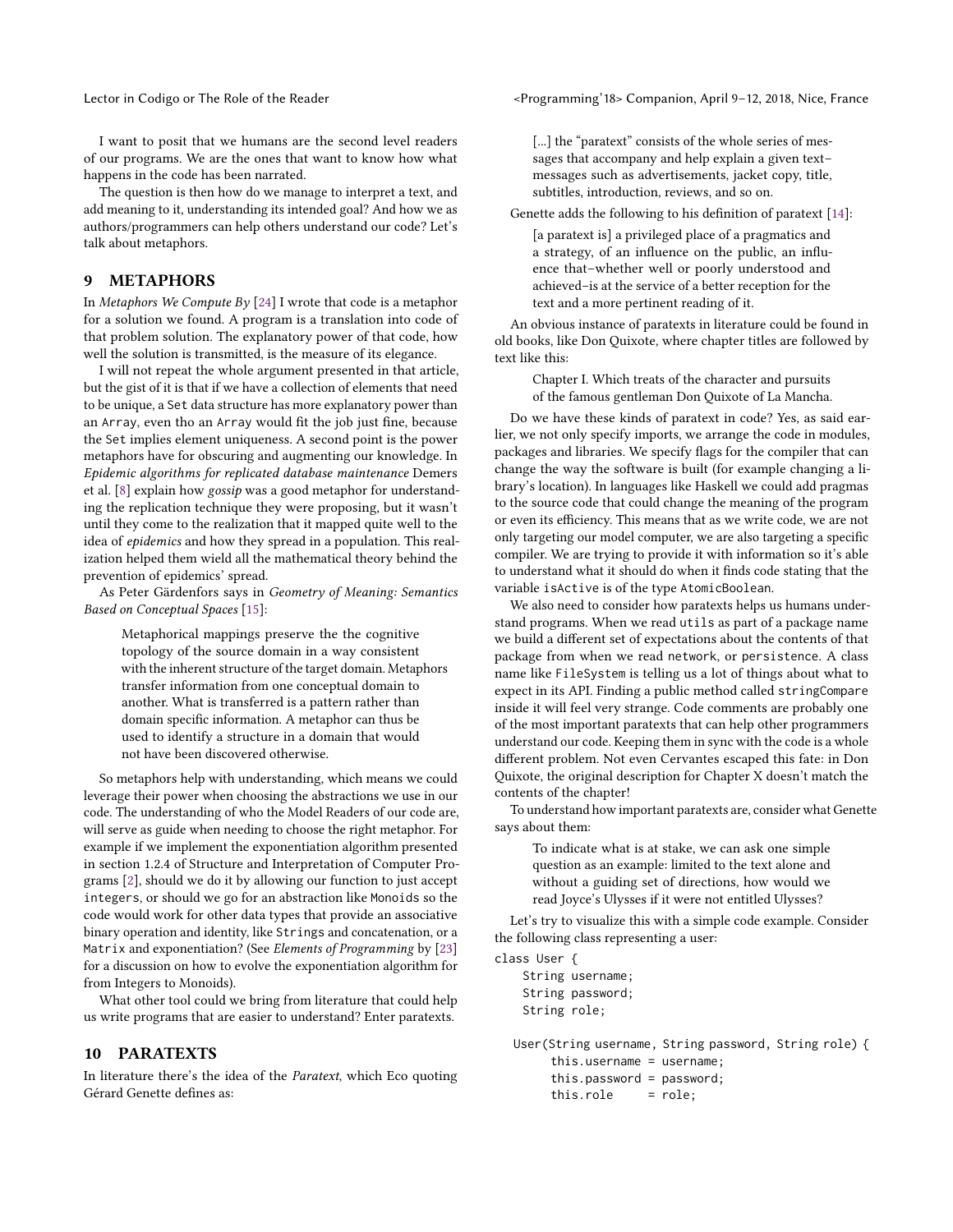I want to posit that we humans are the second level readers of our programs. We are the ones that want to know how what happens in the code has been narrated.

The question is then how do we manage to interpret a text, and add meaning to it, understanding its intended goal? And how we as authors/programmers can help others understand our code? Let's talk about metaphors.

## 9 METAPHORS

In *Metaphors We Compute By* [24] I wrote that code is a metaphor for a solution we found. A program is a translation into code of that problem solution. The explanatory power of that code, how well the solution is transmitted, is the measure of its elegance.

I will not repeat the whole argument presented in that article, but the gist of it is that if we have a collection of elements that need to be unique, a `Set` data structure has more explanatory power than an `Array`, even tho an `Array` would fit the job just fine, because the `Set` implies element uniqueness. A second point is the power metaphors have for obscuring and augmenting our knowledge. In *Epidemic algorithms for replicated database maintenance* Demers et al. [8] explain how *gossip* was a good metaphor for understanding the replication technique they were proposing, but it wasn't until they come to the realization that it mapped quite well to the idea of *epidemics* and how they spread in a population. This realization helped them wield all the mathematical theory behind the prevention of epidemics' spread.

As Peter Gärdenfors says in *Geometry of Meaning: Semantics Based on Conceptual Spaces* [15]:

> Metaphorical mappings preserve the the cognitive topology of the source domain in a way consistent with the inherent structure of the target domain. Metaphors transfer information from one conceptual domain to another. What is transferred is a pattern rather than domain specific information. A metaphor can thus be used to identify a structure in a domain that would not have been discovered otherwise.

So metaphors help with understanding, which means we could leverage their power when choosing the abstractions we use in our code. The understanding of who the Model Readers of our code are, will serve as guide when needing to choose the right metaphor. For example if we implement the exponentiation algorithm presented in section 1.2.4 of Structure and Interpretation of Computer Programs [2], should we do it by allowing our function to just accept `integers`, or should we go for an abstraction like `Monoids` so the code would work for other data types that provide an associative binary operation and identity, like `Strings` and concatenation, or a `Matrix` and exponentiation? (See *Elements of Programming* by [23] for a discussion on how to evolve the exponentiation algorithm for from Integers to Monoids).

What other tool could we bring from literature that could help us write programs that are easier to understand? Enter paratexts.

## 10 PARATEXTS

In literature there's the idea of the *Paratext*, which Eco quoting Gérard Genette defines as:

> [...] the "paratext" consists of the whole series of messages that accompany and help explain a given text–messages such as advertisements, jacket copy, title, subtitles, introduction, reviews, and so on.

Genette adds the following to his definition of paratext [14]:

> [a paratext is] a privileged place of a pragmatics and a strategy, of an influence on the public, an influence that–whether well or poorly understood and achieved–is at the service of a better reception for the text and a more pertinent reading of it.

An obvious instance of paratexts in literature could be found in old books, like Don Quixote, where chapter titles are followed by text like this:

> Chapter I. Which treats of the character and pursuits of the famous gentleman Don Quixote of La Mancha.

Do we have these kinds of paratext in code? Yes, as said earlier, we not only specify imports, we arrange the code in modules, packages and libraries. We specify flags for the compiler that can change the way the software is built (for example changing a library's location). In languages like Haskell we could add pragmas to the source code that could change the meaning of the program or even its efficiency. This means that as we write code, we are not only targeting our model computer, we are also targeting a specific compiler. We are trying to provide it with information so it's able to understand what it should do when it finds code stating that the variable `isActive` is of the type `AtomicBoolean`.

We also need to consider how paratexts helps us humans understand programs. When we read `utils` as part of a package name we build a different set of expectations about the contents of that package from when we read `network`, or `persistence`. A class name like `FileSystem` is telling us a lot of things about what to expect in its API. Finding a public method called `stringCompare` inside it will feel very strange. Code comments are probably one of the most important paratexts that can help other programmers understand our code. Keeping them in sync with the code is a whole different problem. Not even Cervantes escaped this fate: in Don Quixote, the original description for Chapter X doesn't match the contents of the chapter!

To understand how important paratexts are, consider what Genette says about them:

> To indicate what is at stake, we can ask one simple question as an example: limited to the text alone and without a guiding set of directions, how would we read Joyce's Ulysses if it were not entitled Ulysses?

Let's try to visualize this with a simple code example. Consider the following class representing a user:

```
class User {
    String username;
    String password;
    String role;

   User(String username, String password, String role) {
        this.username = username;
        this.password = password;
        this.role     = role;
```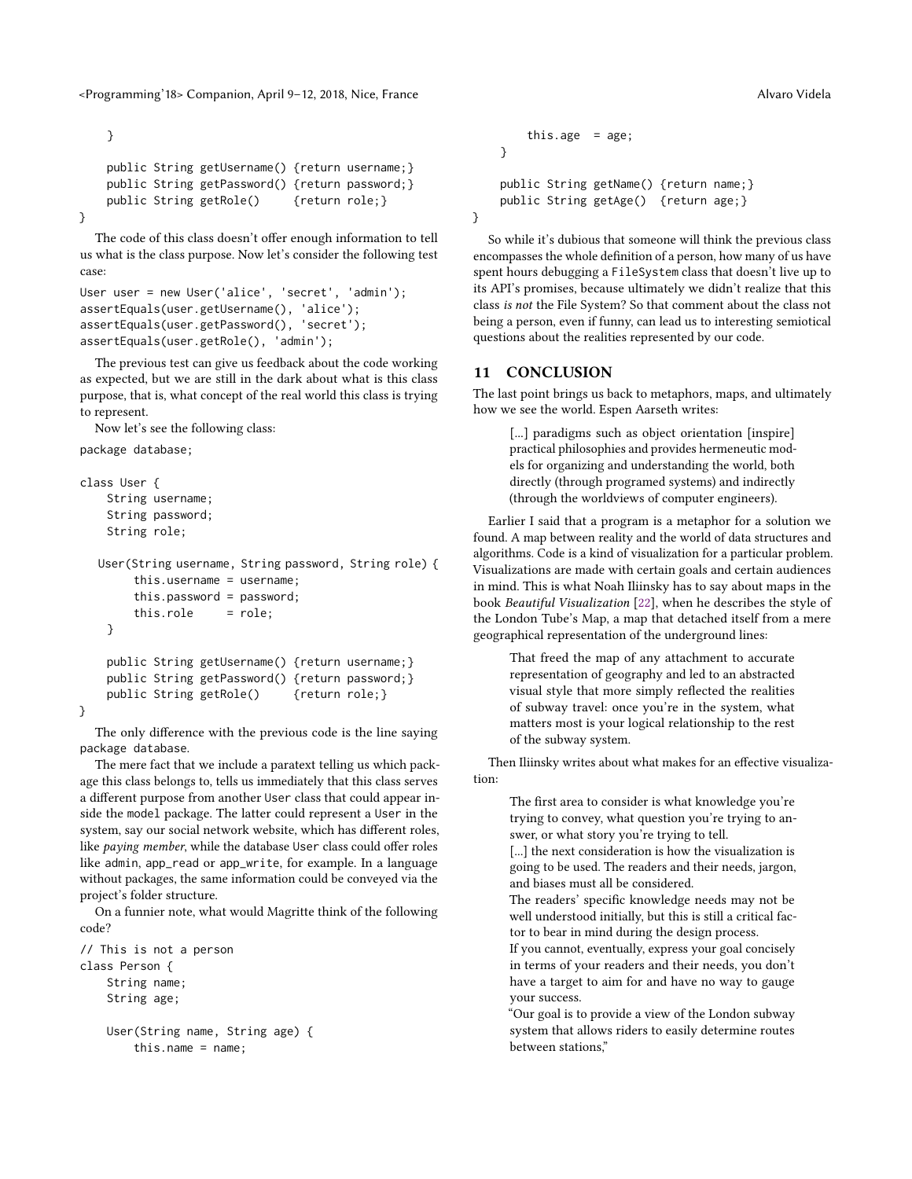```
    }

    public String getUsername() {return username;}
    public String getPassword() {return password;}
    public String getRole()     {return role;}
}
```

The code of this class doesn't offer enough information to tell us what is the class purpose. Now let's consider the following test case:

```
User user = new User('alice', 'secret', 'admin');
assertEquals(user.getUsername(), 'alice');
assertEquals(user.getPassword(), 'secret');
assertEquals(user.getRole(), 'admin');
```

The previous test can give us feedback about the code working as expected, but we are still in the dark about what is this class purpose, that is, what concept of the real world this class is trying to represent.

Now let's see the following class:

```
package database;

class User {
    String username;
    String password;
    String role;

   User(String username, String password, String role) {
        this.username = username;
        this.password = password;
        this.role     = role;
    }

    public String getUsername() {return username;}
    public String getPassword() {return password;}
    public String getRole()     {return role;}
}
```

The only difference with the previous code is the line saying `package database`.

The mere fact that we include a paratext telling us which package this class belongs to, tells us immediately that this class serves a different purpose from another `User` class that could appear inside the `model` package. The latter could represent a `User` in the system, say our social network website, which has different roles, like *paying member*, while the database `User` class could offer roles like `admin`, `app_read` or `app_write`, for example. In a language without packages, the same information could be conveyed via the project's folder structure.

On a funnier note, what would Magritte think of the following code?

```
// This is not a person
class Person {
    String name;
    String age;

    User(String name, String age) {
        this.name = name;
        this.age  = age;
    }

    public String getName() {return name;}
    public String getAge()  {return age;}
}
```

So while it's dubious that someone will think the previous class encompasses the whole definition of a person, how many of us have spent hours debugging a `FileSystem` class that doesn't live up to its API's promises, because ultimately we didn't realize that this class *is not* the File System? So that comment about the class not being a person, even if funny, can lead us to interesting semiotical questions about the realities represented by our code.

## 11 CONCLUSION

The last point brings us back to metaphors, maps, and ultimately how we see the world. Espen Aarseth writes:

> [...] paradigms such as object orientation [inspire] practical philosophies and provides hermeneutic models for organizing and understanding the world, both directly (through programed systems) and indirectly (through the worldviews of computer engineers).

Earlier I said that a program is a metaphor for a solution we found. A map between reality and the world of data structures and algorithms. Code is a kind of visualization for a particular problem. Visualizations are made with certain goals and certain audiences in mind. This is what Noah Iliinsky has to say about maps in the book *Beautiful Visualization* [22], when he describes the style of the London Tube's Map, a map that detached itself from a mere geographical representation of the underground lines:

> That freed the map of any attachment to accurate representation of geography and led to an abstracted visual style that more simply reflected the realities of subway travel: once you're in the system, what matters most is your logical relationship to the rest of the subway system.

Then Iliinsky writes about what makes for an effective visualization:

> The first area to consider is what knowledge you're trying to convey, what question you're trying to answer, or what story you're trying to tell.
> [...] the next consideration is how the visualization is going to be used. The readers and their needs, jargon, and biases must all be considered.
> The readers' specific knowledge needs may not be well understood initially, but this is still a critical factor to bear in mind during the design process.
> If you cannot, eventually, express your goal concisely in terms of your readers and their needs, you don't have a target to aim for and have no way to gauge your success.
> "Our goal is to provide a view of the London subway system that allows riders to easily determine routes between stations,"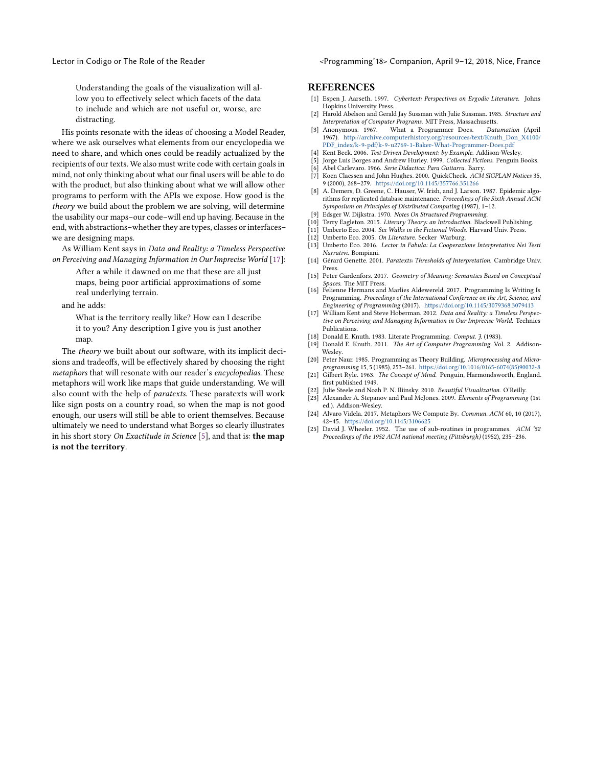> Understanding the goals of the visualization will allow you to effectively select which facets of the data to include and which are not useful or, worse, are distracting.

His points resonate with the ideas of choosing a Model Reader, where we ask ourselves what elements from our encyclopedia we need to share, and which ones could be readily actualized by the recipients of our texts. We also must write code with certain goals in mind, not only thinking about what our final users will be able to do with the product, but also thinking about what we will allow other programs to perform with the APIs we expose. How good is the *theory* we build about the problem we are solving, will determine the usability our maps–our code–will end up having. Because in the end, with abstractions–whether they are types, classes or interfaces–we are designing maps.

As William Kent says in *Data and Reality: a Timeless Perspective on Perceiving and Managing Information in Our Imprecise World* [17]:

> After a while it dawned on me that these are all just maps, being poor artificial approximations of some real underlying terrain.

and he adds:

> What is the territory really like? How can I describe it to you? Any description I give you is just another map.

The *theory* we built about our software, with its implicit decisions and tradeoffs, will be effectively shared by choosing the right *metaphors* that will resonate with our reader's *encyclopedias*. These metaphors will work like maps that guide understanding. We will also count with the help of *paratexts*. These paratexts will work like sign posts on a country road, so when the map is not good enough, our users will still be able to orient themselves. Because ultimately we need to understand what Borges so clearly illustrates in his short story *On Exactitude in Science* [5], and that is: **the map is not the territory**.

## REFERENCES

[1] Espen J. Aarseth. 1997. *Cybertext: Perspectives on Ergodic Literature.* Johns Hopkins University Press.

[2] Harold Abelson and Gerald Jay Sussman with Julie Sussman. 1985. *Structure and Interpretation of Computer Programs.* MIT Press, Massachusetts.

[3] Anonymous. 1967. What a Programmer Does. *Datamation* (April 1967). http://archive.computerhistory.org/resources/text/Knuth_Don_X4100/PDF_index/k-9-pdf/k-9-u2769-1-Baker-What-Programmer-Does.pdf

[4] Kent Beck. 2006. *Test-Driven Development: by Example.* Addison-Wesley.

[5] Jorge Luis Borges and Andrew Hurley. 1999. *Collected Fictions.* Penguin Books.

[6] Abel Carlevaro. 1966. *Serie Didactica: Para Guitarra.* Barry.

[7] Koen Claessen and John Hughes. 2000. QuickCheck. *ACM SIGPLAN Notices* 35, 9 (2000), 268–279. https://doi.org/10.1145/357766.351266

[8] A. Demers, D. Greene, C. Hauser, W. Irish, and J. Larson. 1987. Epidemic algorithms for replicated database maintenance. *Proceedings of the Sixth Annual ACM Symposium on Principles of Distributed Computing* (1987), 1–12.

[9] Edsger W. Dijkstra. 1970. *Notes On Structured Programming.*

[10] Terry Eagleton. 2015. *Literary Theory: an Introduction.* Blackwell Publishing.

[11] Umberto Eco. 2004. *Six Walks in the Fictional Woods.* Harvard Univ. Press.

[12] Umberto Eco. 2005. *On Literature.* Secker Warburg.

[13] Umberto Eco. 2016. *Lector in Fabula: La Cooperazione Interpretativa Nei Testi Narrativi.* Bompiani.

[14] Gérard Genette. 2001. *Paratexts: Thresholds of Interpretation.* Cambridge Univ. Press.

[15] Peter Gärdenfors. 2017. *Geometry of Meaning: Semantics Based on Conceptual Spaces.* The MIT Press.

[16] Felienne Hermans and Marlies Aldewereld. 2017. Programming Is Writing Is Programming. *Proceedings of the International Conference on the Art, Science, and Engineering of Programming* (2017). https://doi.org/10.1145/3079368.3079413

[17] William Kent and Steve Hoberman. 2012. *Data and Reality: a Timeless Perspective on Perceiving and Managing Information in Our Imprecise World.* Technics Publications.

[18] Donald E. Knuth. 1983. Literate Programming. *Comput. J.* (1983).

[19] Donald E. Knuth. 2011. *The Art of Computer Programming.* Vol. 2. Addison-Wesley.

[20] Peter Naur. 1985. Programming as Theory Building. *Microprocessing and Microprogramming* 15, 5 (1985), 253–261. https://doi.org/10.1016/0165-6074(85)90032-8

[21] Gilbert Ryle. 1963. *The Concept of Mind.* Penguin, Harmondsworth, England. first published 1949.

[22] Julie Steele and Noah P. N. Iliinsky. 2010. *Beautiful Visualization.* O'Reilly.

[23] Alexander A. Stepanov and Paul McJones. 2009. *Elements of Programming* (1st ed.). Addison-Wesley.

[24] Alvaro Videla. 2017. Metaphors We Compute By. *Commun. ACM* 60, 10 (2017), 42–45. https://doi.org/10.1145/3106625

[25] David J. Wheeler. 1952. The use of sub-routines in programmes. *ACM '52 Proceedings of the 1952 ACM national meeting (Pittsburgh)* (1952), 235–236.